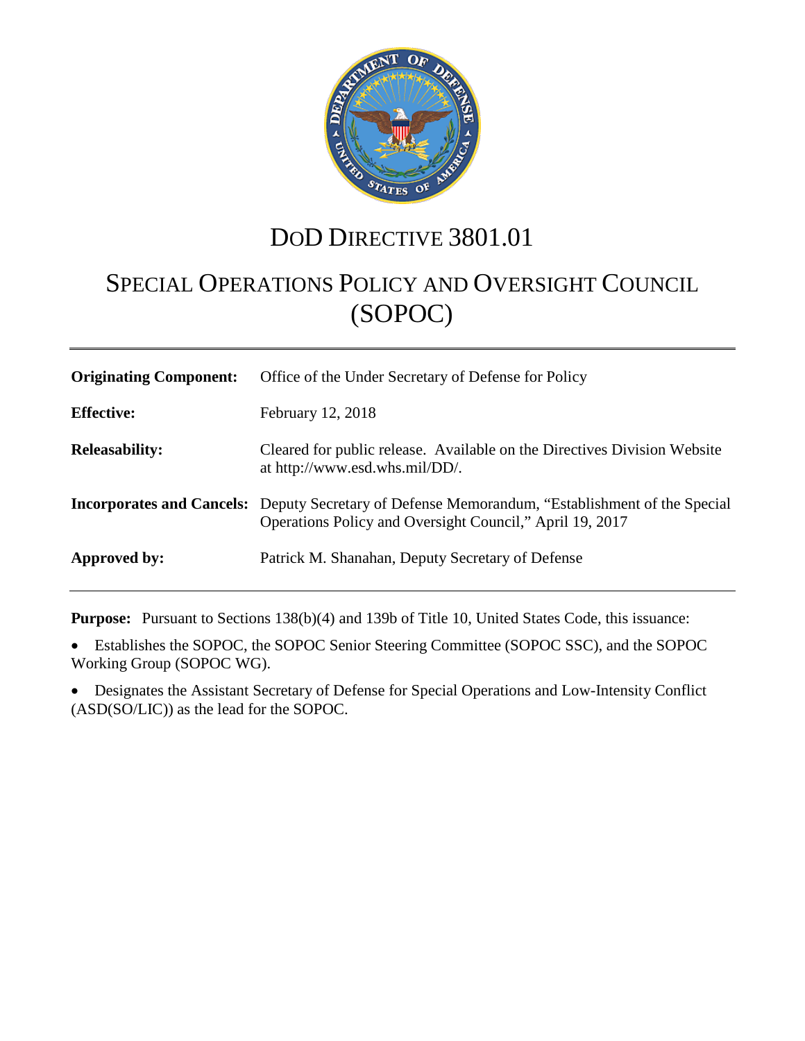# DoD DIRECTIVE 3801.01

# SPECIAL OPERATIONS POLICY AND OVERSIGHT COUNCIL (SOPOC)

| | |
|---|---|
| **Originating Component:** | Office of the Under Secretary of Defense for Policy |
| **Effective:** | February 12, 2018 |
| **Releasability:** | Cleared for public release. Available on the Directives Division Website at http://www.esd.whs.mil/DD/. |
| **Incorporates and Cancels:** | Deputy Secretary of Defense Memorandum, "Establishment of the Special Operations Policy and Oversight Council," April 19, 2017 |
| **Approved by:** | Patrick M. Shanahan, Deputy Secretary of Defense |

**Purpose:** Pursuant to Sections 138(b)(4) and 139b of Title 10, United States Code, this issuance:

- Establishes the SOPOC, the SOPOC Senior Steering Committee (SOPOC SSC), and the SOPOC Working Group (SOPOC WG).
- Designates the Assistant Secretary of Defense for Special Operations and Low-Intensity Conflict (ASD(SO/LIC)) as the lead for the SOPOC.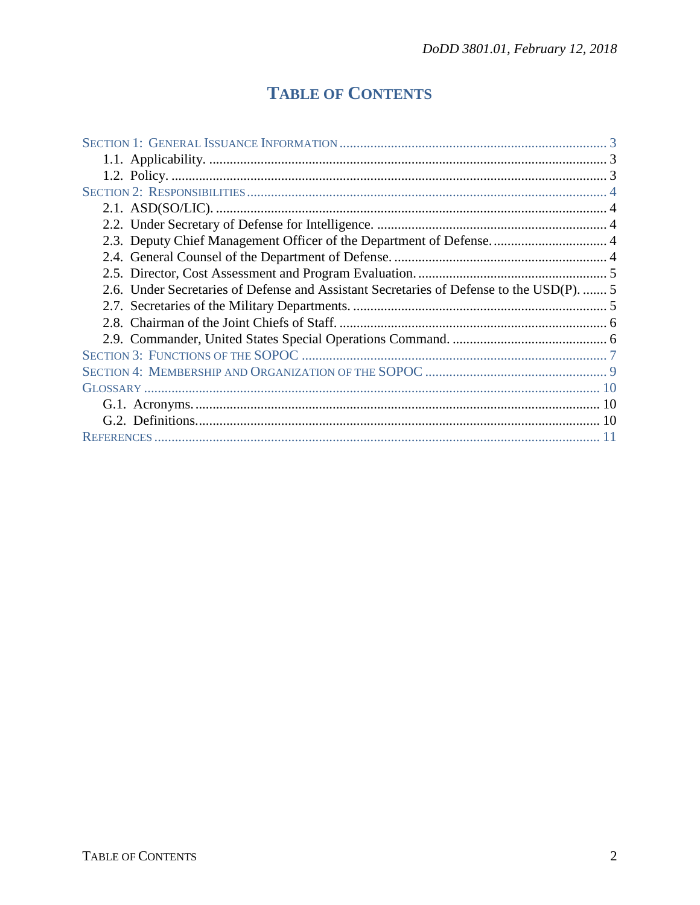# TABLE OF CONTENTS

SECTION 1: GENERAL ISSUANCE INFORMATION ..... 3
- 1.1. Applicability. ..... 3
- 1.2. Policy. ..... 3

SECTION 2: RESPONSIBILITIES ..... 4
- 2.1. ASD(SO/LIC). ..... 4
- 2.2. Under Secretary of Defense for Intelligence. ..... 4
- 2.3. Deputy Chief Management Officer of the Department of Defense. ..... 4
- 2.4. General Counsel of the Department of Defense. ..... 4
- 2.5. Director, Cost Assessment and Program Evaluation. ..... 5
- 2.6. Under Secretaries of Defense and Assistant Secretaries of Defense to the USD(P). ..... 5
- 2.7. Secretaries of the Military Departments. ..... 5
- 2.8. Chairman of the Joint Chiefs of Staff. ..... 6
- 2.9. Commander, United States Special Operations Command. ..... 6

SECTION 3: FUNCTIONS OF THE SOPOC ..... 7

SECTION 4: MEMBERSHIP AND ORGANIZATION OF THE SOPOC ..... 9

GLOSSARY ..... 10
- G.1. Acronyms. ..... 10
- G.2. Definitions. ..... 10

REFERENCES ..... 11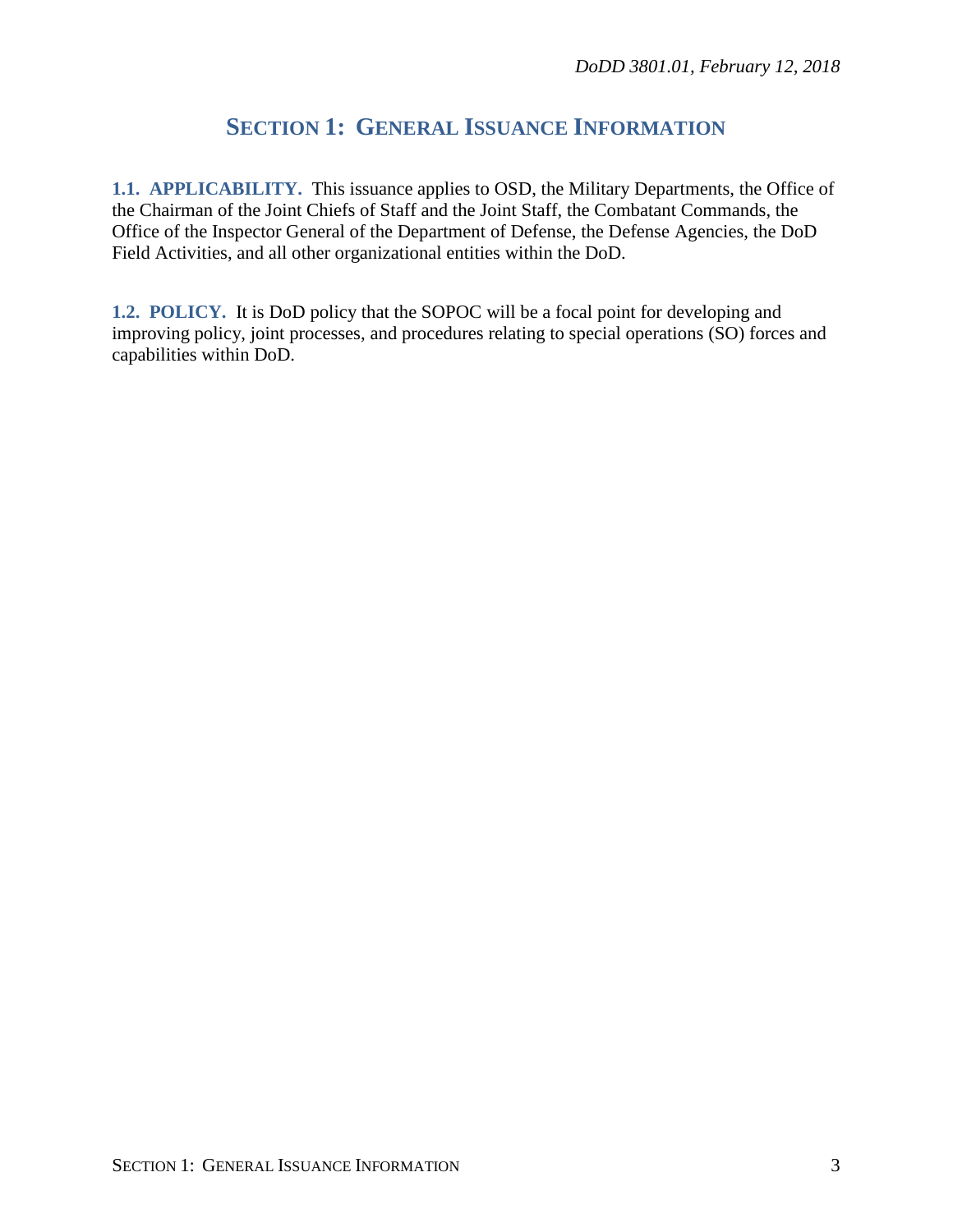# SECTION 1: GENERAL ISSUANCE INFORMATION

**1.1. APPLICABILITY.** This issuance applies to OSD, the Military Departments, the Office of the Chairman of the Joint Chiefs of Staff and the Joint Staff, the Combatant Commands, the Office of the Inspector General of the Department of Defense, the Defense Agencies, the DoD Field Activities, and all other organizational entities within the DoD.

**1.2. POLICY.** It is DoD policy that the SOPOC will be a focal point for developing and improving policy, joint processes, and procedures relating to special operations (SO) forces and capabilities within DoD.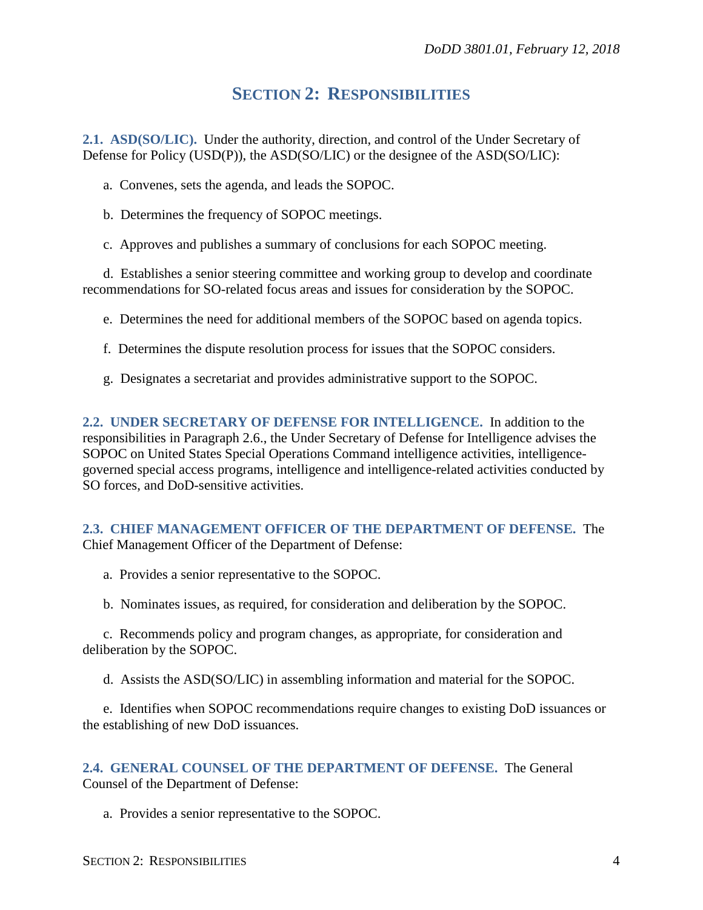# SECTION 2: RESPONSIBILITIES

**2.1. ASD(SO/LIC).** Under the authority, direction, and control of the Under Secretary of Defense for Policy (USD(P)), the ASD(SO/LIC) or the designee of the ASD(SO/LIC):

a. Convenes, sets the agenda, and leads the SOPOC.

b. Determines the frequency of SOPOC meetings.

c. Approves and publishes a summary of conclusions for each SOPOC meeting.

d. Establishes a senior steering committee and working group to develop and coordinate recommendations for SO-related focus areas and issues for consideration by the SOPOC.

e. Determines the need for additional members of the SOPOC based on agenda topics.

f. Determines the dispute resolution process for issues that the SOPOC considers.

g. Designates a secretariat and provides administrative support to the SOPOC.

**2.2. UNDER SECRETARY OF DEFENSE FOR INTELLIGENCE.** In addition to the responsibilities in Paragraph 2.6., the Under Secretary of Defense for Intelligence advises the SOPOC on United States Special Operations Command intelligence activities, intelligence-governed special access programs, intelligence and intelligence-related activities conducted by SO forces, and DoD-sensitive activities.

**2.3. CHIEF MANAGEMENT OFFICER OF THE DEPARTMENT OF DEFENSE.** The Chief Management Officer of the Department of Defense:

a. Provides a senior representative to the SOPOC.

b. Nominates issues, as required, for consideration and deliberation by the SOPOC.

c. Recommends policy and program changes, as appropriate, for consideration and deliberation by the SOPOC.

d. Assists the ASD(SO/LIC) in assembling information and material for the SOPOC.

e. Identifies when SOPOC recommendations require changes to existing DoD issuances or the establishing of new DoD issuances.

**2.4. GENERAL COUNSEL OF THE DEPARTMENT OF DEFENSE.** The General Counsel of the Department of Defense:

a. Provides a senior representative to the SOPOC.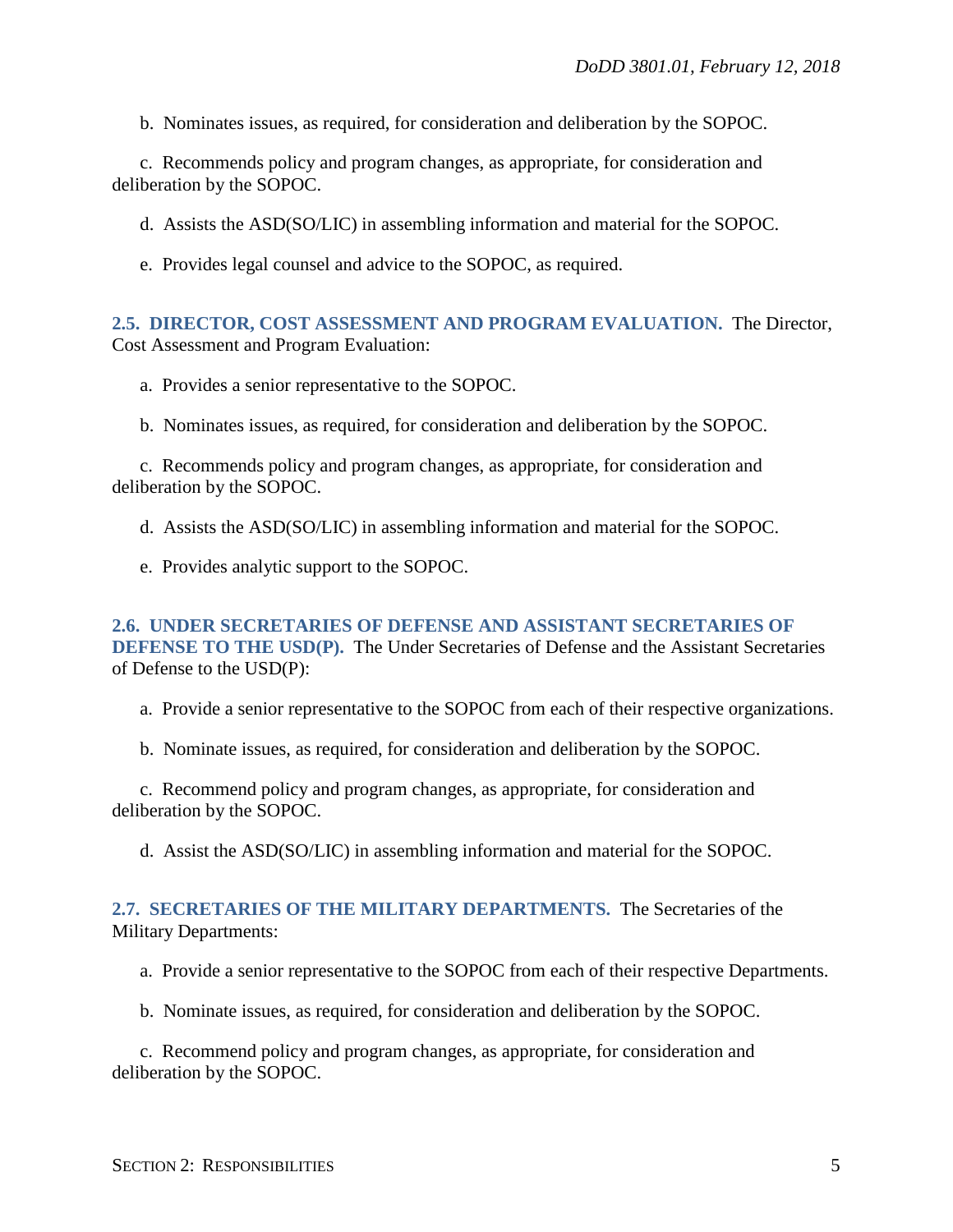b. Nominates issues, as required, for consideration and deliberation by the SOPOC.

c. Recommends policy and program changes, as appropriate, for consideration and deliberation by the SOPOC.

d. Assists the ASD(SO/LIC) in assembling information and material for the SOPOC.

e. Provides legal counsel and advice to the SOPOC, as required.

**2.5. DIRECTOR, COST ASSESSMENT AND PROGRAM EVALUATION.** The Director, Cost Assessment and Program Evaluation:

a. Provides a senior representative to the SOPOC.

b. Nominates issues, as required, for consideration and deliberation by the SOPOC.

c. Recommends policy and program changes, as appropriate, for consideration and deliberation by the SOPOC.

d. Assists the ASD(SO/LIC) in assembling information and material for the SOPOC.

e. Provides analytic support to the SOPOC.

**2.6. UNDER SECRETARIES OF DEFENSE AND ASSISTANT SECRETARIES OF DEFENSE TO THE USD(P).** The Under Secretaries of Defense and the Assistant Secretaries of Defense to the USD(P):

a. Provide a senior representative to the SOPOC from each of their respective organizations.

b. Nominate issues, as required, for consideration and deliberation by the SOPOC.

c. Recommend policy and program changes, as appropriate, for consideration and deliberation by the SOPOC.

d. Assist the ASD(SO/LIC) in assembling information and material for the SOPOC.

**2.7. SECRETARIES OF THE MILITARY DEPARTMENTS.** The Secretaries of the Military Departments:

a. Provide a senior representative to the SOPOC from each of their respective Departments.

b. Nominate issues, as required, for consideration and deliberation by the SOPOC.

c. Recommend policy and program changes, as appropriate, for consideration and deliberation by the SOPOC.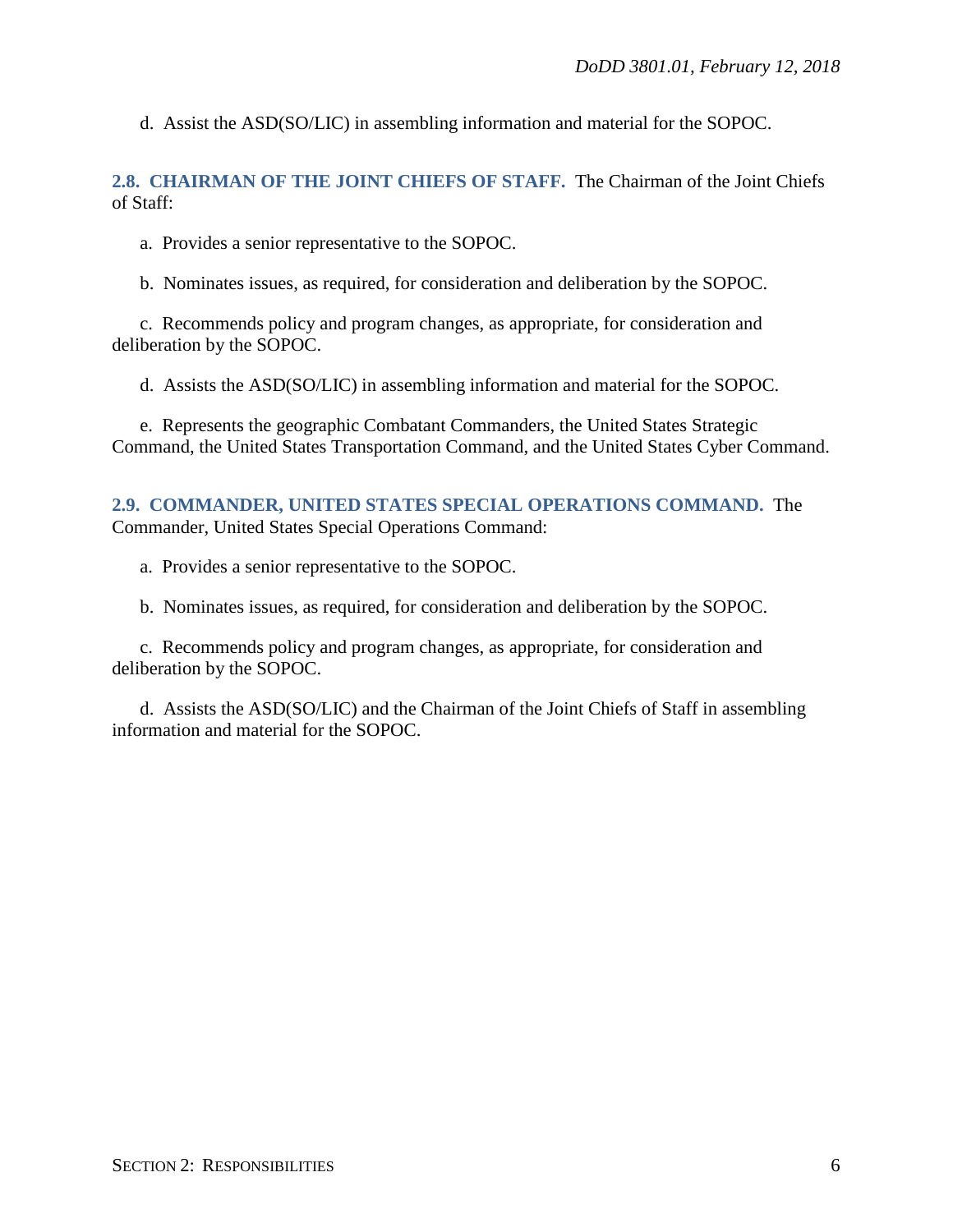d. Assist the ASD(SO/LIC) in assembling information and material for the SOPOC.

**2.8. CHAIRMAN OF THE JOINT CHIEFS OF STAFF.** The Chairman of the Joint Chiefs of Staff:

a. Provides a senior representative to the SOPOC.

b. Nominates issues, as required, for consideration and deliberation by the SOPOC.

c. Recommends policy and program changes, as appropriate, for consideration and deliberation by the SOPOC.

d. Assists the ASD(SO/LIC) in assembling information and material for the SOPOC.

e. Represents the geographic Combatant Commanders, the United States Strategic Command, the United States Transportation Command, and the United States Cyber Command.

**2.9. COMMANDER, UNITED STATES SPECIAL OPERATIONS COMMAND.** The Commander, United States Special Operations Command:

a. Provides a senior representative to the SOPOC.

b. Nominates issues, as required, for consideration and deliberation by the SOPOC.

c. Recommends policy and program changes, as appropriate, for consideration and deliberation by the SOPOC.

d. Assists the ASD(SO/LIC) and the Chairman of the Joint Chiefs of Staff in assembling information and material for the SOPOC.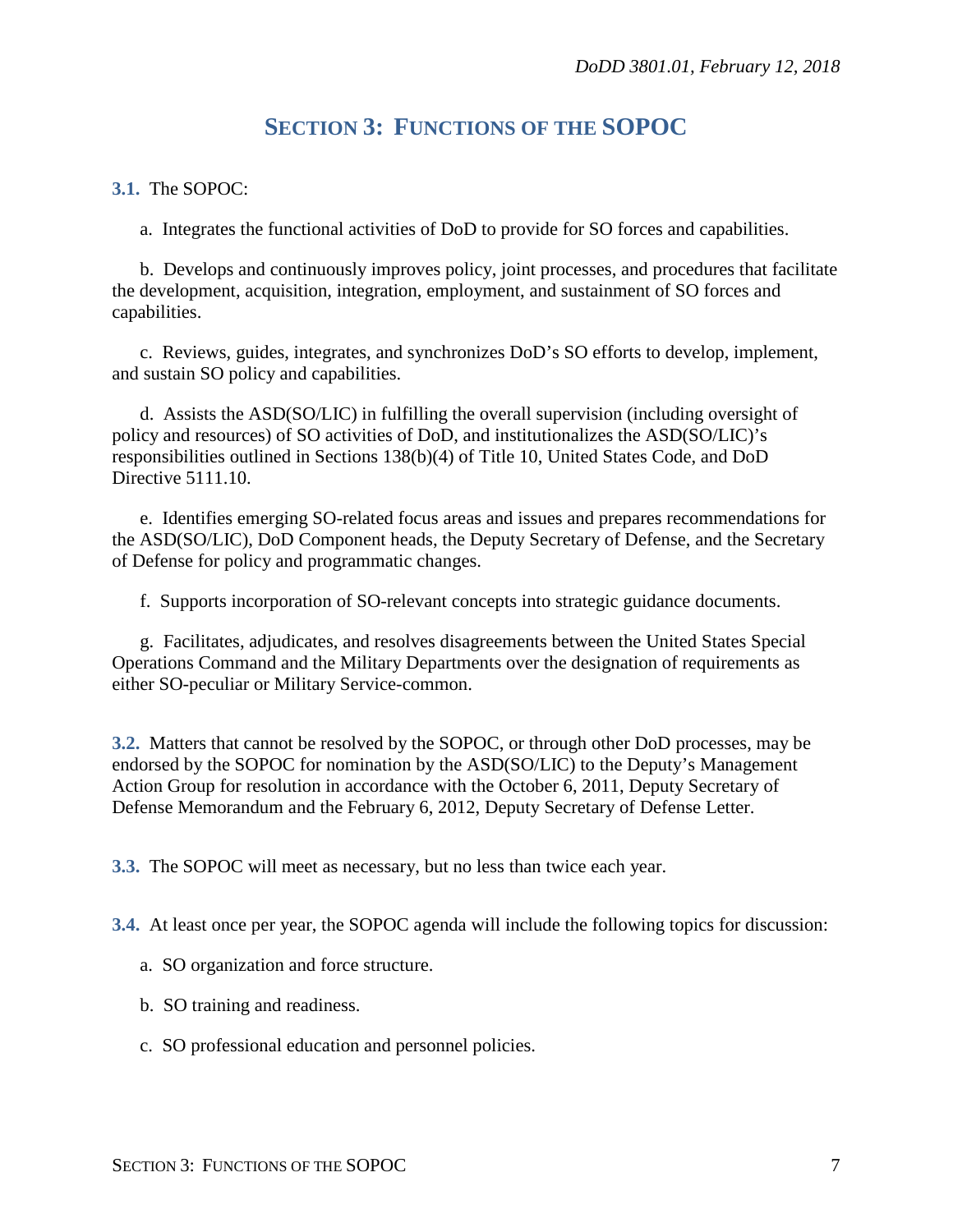# SECTION 3: FUNCTIONS OF THE SOPOC

**3.1.** The SOPOC:

a. Integrates the functional activities of DoD to provide for SO forces and capabilities.

b. Develops and continuously improves policy, joint processes, and procedures that facilitate the development, acquisition, integration, employment, and sustainment of SO forces and capabilities.

c. Reviews, guides, integrates, and synchronizes DoD's SO efforts to develop, implement, and sustain SO policy and capabilities.

d. Assists the ASD(SO/LIC) in fulfilling the overall supervision (including oversight of policy and resources) of SO activities of DoD, and institutionalizes the ASD(SO/LIC)'s responsibilities outlined in Sections 138(b)(4) of Title 10, United States Code, and DoD Directive 5111.10.

e. Identifies emerging SO-related focus areas and issues and prepares recommendations for the ASD(SO/LIC), DoD Component heads, the Deputy Secretary of Defense, and the Secretary of Defense for policy and programmatic changes.

f. Supports incorporation of SO-relevant concepts into strategic guidance documents.

g. Facilitates, adjudicates, and resolves disagreements between the United States Special Operations Command and the Military Departments over the designation of requirements as either SO-peculiar or Military Service-common.

**3.2.** Matters that cannot be resolved by the SOPOC, or through other DoD processes, may be endorsed by the SOPOC for nomination by the ASD(SO/LIC) to the Deputy's Management Action Group for resolution in accordance with the October 6, 2011, Deputy Secretary of Defense Memorandum and the February 6, 2012, Deputy Secretary of Defense Letter.

**3.3.** The SOPOC will meet as necessary, but no less than twice each year.

**3.4.** At least once per year, the SOPOC agenda will include the following topics for discussion:

a. SO organization and force structure.

b. SO training and readiness.

c. SO professional education and personnel policies.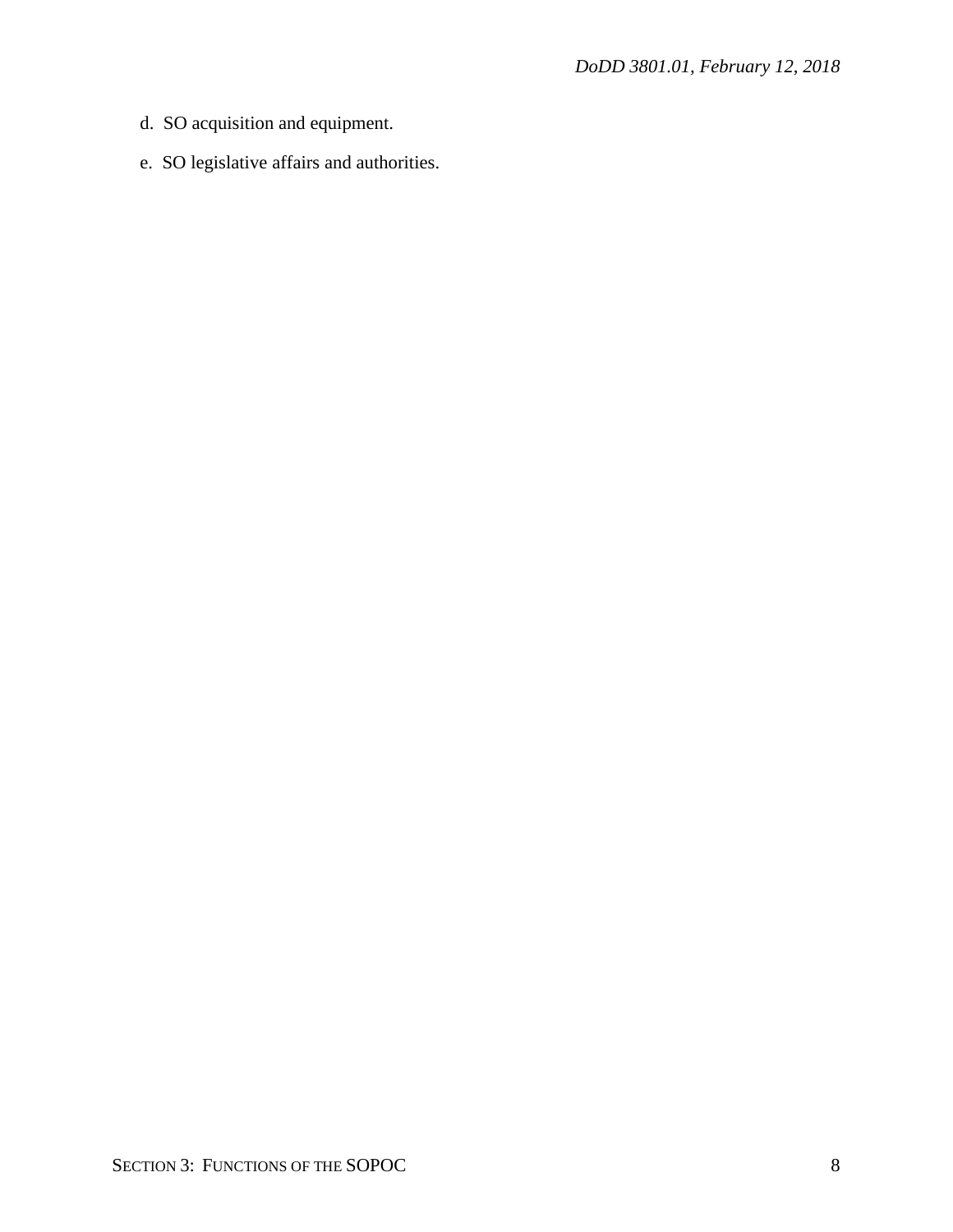d.  SO acquisition and equipment.

e.  SO legislative affairs and authorities.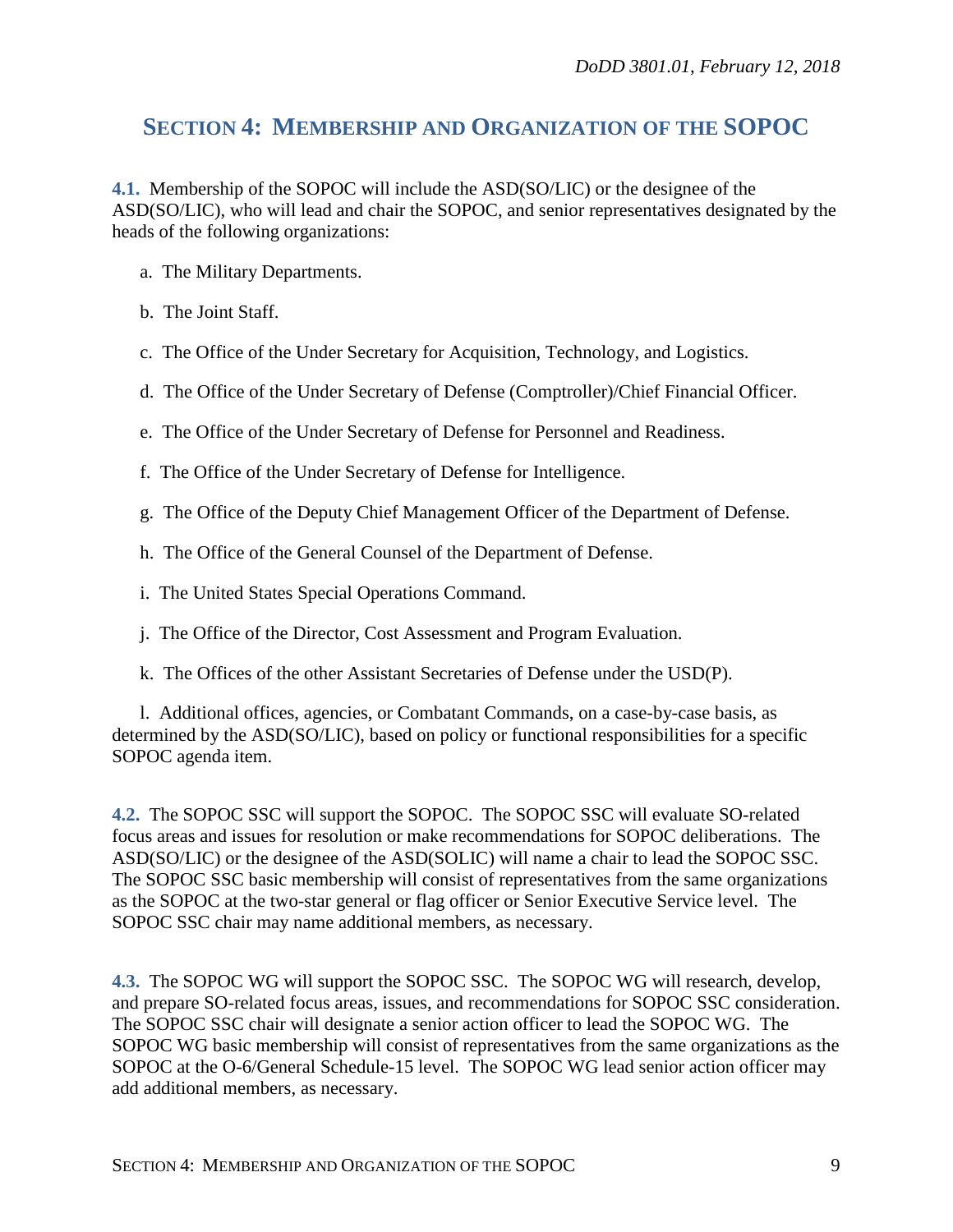## SECTION 4: MEMBERSHIP AND ORGANIZATION OF THE SOPOC

**4.1.** Membership of the SOPOC will include the ASD(SO/LIC) or the designee of the ASD(SO/LIC), who will lead and chair the SOPOC, and senior representatives designated by the heads of the following organizations:

a. The Military Departments.

b. The Joint Staff.

c. The Office of the Under Secretary for Acquisition, Technology, and Logistics.

d. The Office of the Under Secretary of Defense (Comptroller)/Chief Financial Officer.

e. The Office of the Under Secretary of Defense for Personnel and Readiness.

f. The Office of the Under Secretary of Defense for Intelligence.

g. The Office of the Deputy Chief Management Officer of the Department of Defense.

h. The Office of the General Counsel of the Department of Defense.

i. The United States Special Operations Command.

j. The Office of the Director, Cost Assessment and Program Evaluation.

k. The Offices of the other Assistant Secretaries of Defense under the USD(P).

l. Additional offices, agencies, or Combatant Commands, on a case-by-case basis, as determined by the ASD(SO/LIC), based on policy or functional responsibilities for a specific SOPOC agenda item.

**4.2.** The SOPOC SSC will support the SOPOC. The SOPOC SSC will evaluate SO-related focus areas and issues for resolution or make recommendations for SOPOC deliberations. The ASD(SO/LIC) or the designee of the ASD(SOLIC) will name a chair to lead the SOPOC SSC. The SOPOC SSC basic membership will consist of representatives from the same organizations as the SOPOC at the two-star general or flag officer or Senior Executive Service level. The SOPOC SSC chair may name additional members, as necessary.

**4.3.** The SOPOC WG will support the SOPOC SSC. The SOPOC WG will research, develop, and prepare SO-related focus areas, issues, and recommendations for SOPOC SSC consideration. The SOPOC SSC chair will designate a senior action officer to lead the SOPOC WG. The SOPOC WG basic membership will consist of representatives from the same organizations as the SOPOC at the O-6/General Schedule-15 level. The SOPOC WG lead senior action officer may add additional members, as necessary.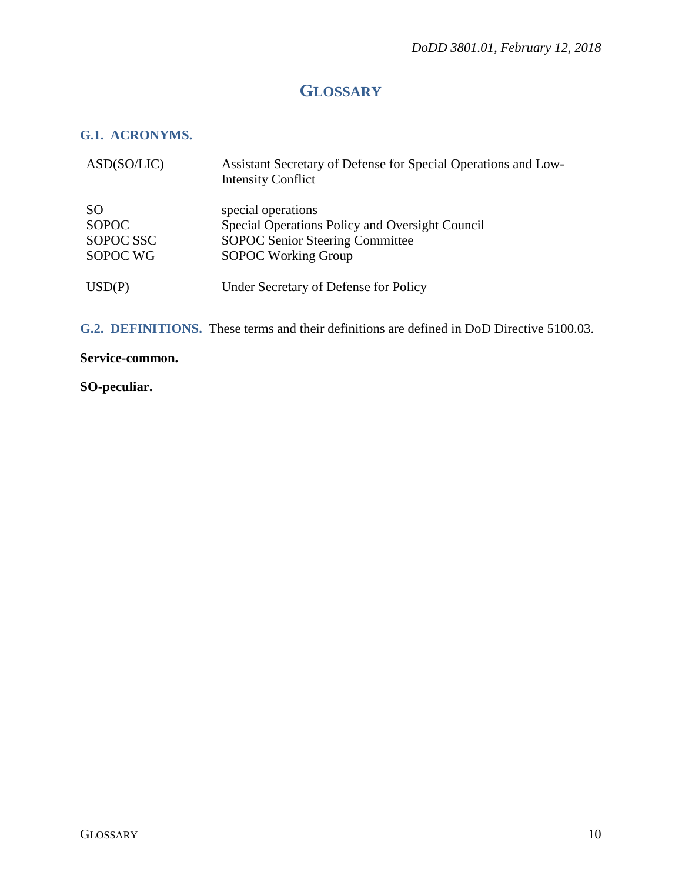# GLOSSARY

## G.1. ACRONYMS.

| | |
|---|---|
| ASD(SO/LIC) | Assistant Secretary of Defense for Special Operations and Low-Intensity Conflict |
| SO | special operations |
| SOPOC | Special Operations Policy and Oversight Council |
| SOPOC SSC | SOPOC Senior Steering Committee |
| SOPOC WG | SOPOC Working Group |
| USD(P) | Under Secretary of Defense for Policy |

## G.2. DEFINITIONS.

These terms and their definitions are defined in DoD Directive 5100.03.

**Service-common.**

**SO-peculiar.**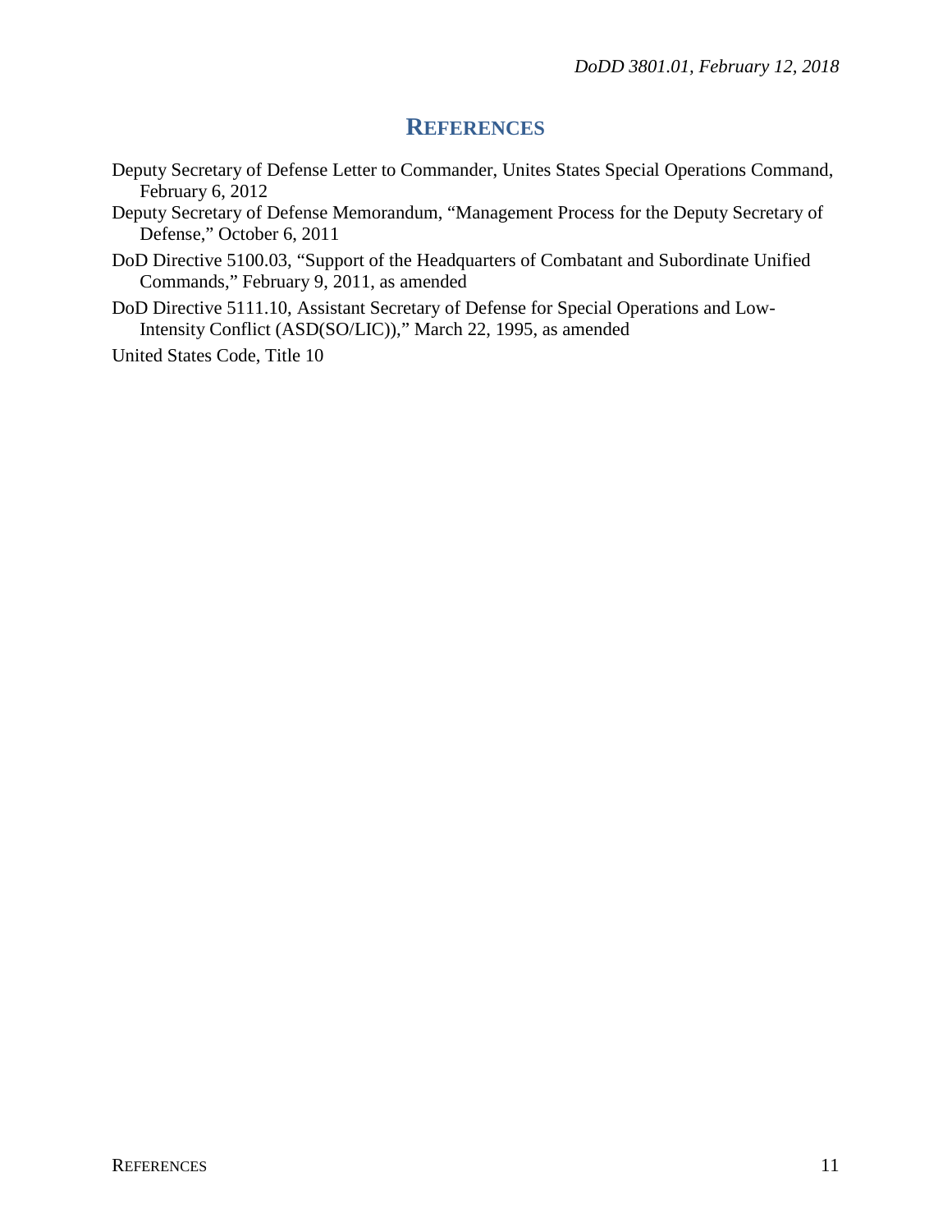## REFERENCES

Deputy Secretary of Defense Letter to Commander, Unites States Special Operations Command, February 6, 2012

Deputy Secretary of Defense Memorandum, "Management Process for the Deputy Secretary of Defense," October 6, 2011

DoD Directive 5100.03, "Support of the Headquarters of Combatant and Subordinate Unified Commands," February 9, 2011, as amended

DoD Directive 5111.10, Assistant Secretary of Defense for Special Operations and Low-Intensity Conflict (ASD(SO/LIC))," March 22, 1995, as amended

United States Code, Title 10